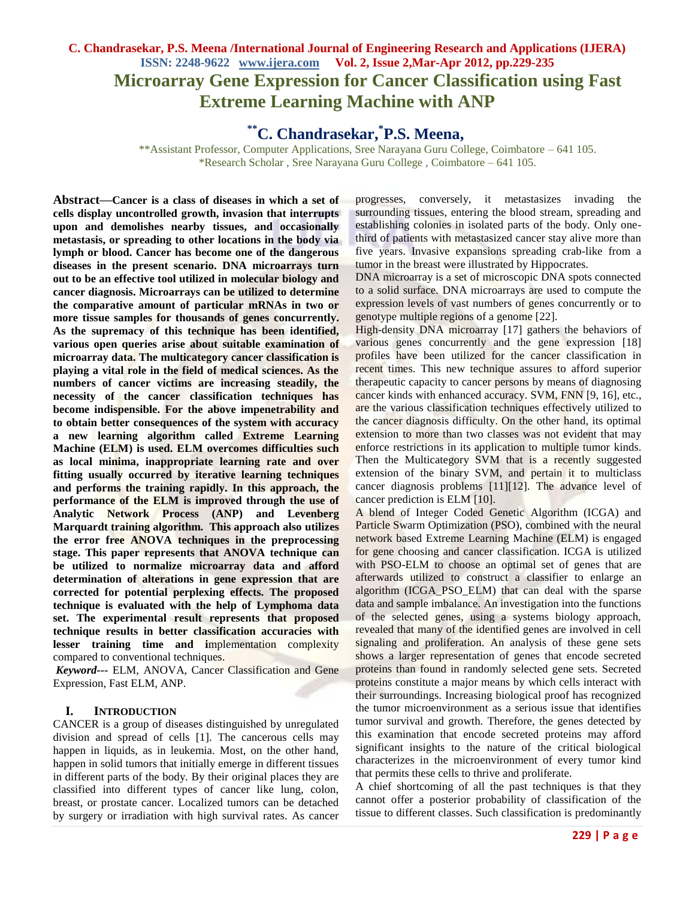# Microarray Gene Expression for Cancer Classification using Fast Extreme Learning Machine with ANP

**[**]C. Chandrasekar, [*]P.S. Meena,**

[**]Assistant Professor, Computer Applications, Sree Narayana Guru College, Coimbatore – 641 105.
[*]Research Scholar , Sree Narayana Guru College , Coimbatore – 641 105.

**Abstract—Cancer is a class of diseases in which a set of cells display uncontrolled growth, invasion that interrupts upon and demolishes nearby tissues, and occasionally metastasis, or spreading to other locations in the body via lymph or blood. Cancer has become one of the dangerous diseases in the present scenario. DNA microarrays turn out to be an effective tool utilized in molecular biology and cancer diagnosis. Microarrays can be utilized to determine the comparative amount of particular mRNAs in two or more tissue samples for thousands of genes concurrently. As the supremacy of this technique has been identified, various open queries arise about suitable examination of microarray data. The multicategory cancer classification is playing a vital role in the field of medical sciences. As the numbers of cancer victims are increasing steadily, the necessity of the cancer classification techniques has become indispensible. For the above impenetrability and to obtain better consequences of the system with accuracy a new learning algorithm called Extreme Learning Machine (ELM) is used. ELM overcomes difficulties such as local minima, inappropriate learning rate and over fitting usually occurred by iterative learning techniques and performs the training rapidly. In this approach, the performance of the ELM is improved through the use of Analytic Network Process (ANP) and Levenberg Marquardt training algorithm. This approach also utilizes the error free ANOVA techniques in the preprocessing stage. This paper represents that ANOVA technique can be utilized to normalize microarray data and afford determination of alterations in gene expression that are corrected for potential perplexing effects. The proposed technique is evaluated with the help of Lymphoma data set. The experimental result represents that proposed technique results in better classification accuracies with lesser training time and i**mplementation complexity compared to conventional techniques.

***Keyword---*** ELM, ANOVA, Cancer Classification and Gene Expression, Fast ELM, ANP.

## I. Introduction

CANCER is a group of diseases distinguished by unregulated division and spread of cells [1]. The cancerous cells may happen in liquids, as in leukemia. Most, on the other hand, happen in solid tumors that initially emerge in different tissues in different parts of the body. By their original places they are classified into different types of cancer like lung, colon, breast, or prostate cancer. Localized tumors can be detached by surgery or irradiation with high survival rates. As cancer progresses, conversely, it metastasizes invading the surrounding tissues, entering the blood stream, spreading and establishing colonies in isolated parts of the body. Only one-third of patients with metastasized cancer stay alive more than five years. Invasive expansions spreading crab-like from a tumor in the breast were illustrated by Hippocrates.

DNA microarray is a set of microscopic DNA spots connected to a solid surface. DNA microarrays are used to compute the expression levels of vast numbers of genes concurrently or to genotype multiple regions of a genome [22].

High-density DNA microarray [17] gathers the behaviors of various genes concurrently and the gene expression [18] profiles have been utilized for the cancer classification in recent times. This new technique assures to afford superior therapeutic capacity to cancer persons by means of diagnosing cancer kinds with enhanced accuracy. SVM, FNN [9, 16], etc., are the various classification techniques effectively utilized to the cancer diagnosis difficulty. On the other hand, its optimal extension to more than two classes was not evident that may enforce restrictions in its application to multiple tumor kinds. Then the Multicategory SVM that is a recently suggested extension of the binary SVM, and pertain it to multiclass cancer diagnosis problems [11][12]. The advance level of cancer prediction is ELM [10].

A blend of Integer Coded Genetic Algorithm (ICGA) and Particle Swarm Optimization (PSO), combined with the neural network based Extreme Learning Machine (ELM) is engaged for gene choosing and cancer classification. ICGA is utilized with PSO-ELM to choose an optimal set of genes that are afterwards utilized to construct a classifier to enlarge an algorithm (ICGA_PSO_ELM) that can deal with the sparse data and sample imbalance. An investigation into the functions of the selected genes, using a systems biology approach, revealed that many of the identified genes are involved in cell signaling and proliferation. An analysis of these gene sets shows a larger representation of genes that encode secreted proteins than found in randomly selected gene sets. Secreted proteins constitute a major means by which cells interact with their surroundings. Increasing biological proof has recognized the tumor microenvironment as a serious issue that identifies tumor survival and growth. Therefore, the genes detected by this examination that encode secreted proteins may afford significant insights to the nature of the critical biological characterizes in the microenvironment of every tumor kind that permits these cells to thrive and proliferate.

A chief shortcoming of all the past techniques is that they cannot offer a posterior probability of classification of the tissue to different classes. Such classification is predominantly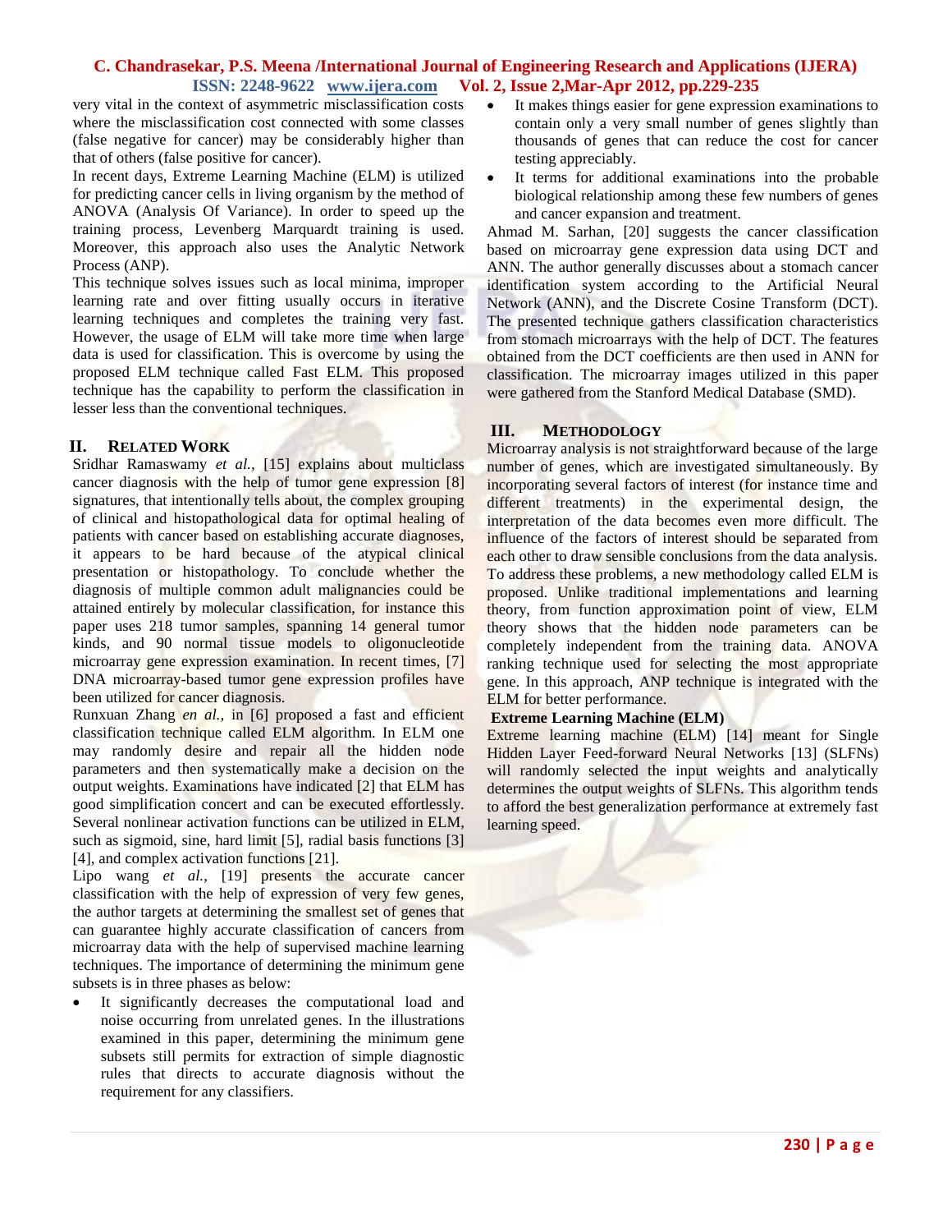very vital in the context of asymmetric misclassification costs where the misclassification cost connected with some classes (false negative for cancer) may be considerably higher than that of others (false positive for cancer).

In recent days, Extreme Learning Machine (ELM) is utilized for predicting cancer cells in living organism by the method of ANOVA (Analysis Of Variance). In order to speed up the training process, Levenberg Marquardt training is used. Moreover, this approach also uses the Analytic Network Process (ANP).

This technique solves issues such as local minima, improper learning rate and over fitting usually occurs in iterative learning techniques and completes the training very fast. However, the usage of ELM will take more time when large data is used for classification. This is overcome by using the proposed ELM technique called Fast ELM. This proposed technique has the capability to perform the classification in lesser less than the conventional techniques.

## II. Related Work

Sridhar Ramaswamy *et al.,* [15] explains about multiclass cancer diagnosis with the help of tumor gene expression [8] signatures, that intentionally tells about, the complex grouping of clinical and histopathological data for optimal healing of patients with cancer based on establishing accurate diagnoses, it appears to be hard because of the atypical clinical presentation or histopathology. To conclude whether the diagnosis of multiple common adult malignancies could be attained entirely by molecular classification, for instance this paper uses 218 tumor samples, spanning 14 general tumor kinds, and 90 normal tissue models to oligonucleotide microarray gene expression examination. In recent times, [7] DNA microarray-based tumor gene expression profiles have been utilized for cancer diagnosis.

Runxuan Zhang *en al.,* in [6] proposed a fast and efficient classification technique called ELM algorithm. In ELM one may randomly desire and repair all the hidden node parameters and then systematically make a decision on the output weights. Examinations have indicated [2] that ELM has good simplification concert and can be executed effortlessly. Several nonlinear activation functions can be utilized in ELM, such as sigmoid, sine, hard limit [5], radial basis functions [3] [4], and complex activation functions [21].

Lipo wang *et al.,* [19] presents the accurate cancer classification with the help of expression of very few genes, the author targets at determining the smallest set of genes that can guarantee highly accurate classification of cancers from microarray data with the help of supervised machine learning techniques. The importance of determining the minimum gene subsets is in three phases as below:

- It significantly decreases the computational load and noise occurring from unrelated genes. In the illustrations examined in this paper, determining the minimum gene subsets still permits for extraction of simple diagnostic rules that directs to accurate diagnosis without the requirement for any classifiers.
- It makes things easier for gene expression examinations to contain only a very small number of genes slightly than thousands of genes that can reduce the cost for cancer testing appreciably.
- It terms for additional examinations into the probable biological relationship among these few numbers of genes and cancer expansion and treatment.

Ahmad M. Sarhan, [20] suggests the cancer classification based on microarray gene expression data using DCT and ANN. The author generally discusses about a stomach cancer identification system according to the Artificial Neural Network (ANN), and the Discrete Cosine Transform (DCT). The presented technique gathers classification characteristics from stomach microarrays with the help of DCT. The features obtained from the DCT coefficients are then used in ANN for classification. The microarray images utilized in this paper were gathered from the Stanford Medical Database (SMD).

## III. Methodology

Microarray analysis is not straightforward because of the large number of genes, which are investigated simultaneously. By incorporating several factors of interest (for instance time and different treatments) in the experimental design, the interpretation of the data becomes even more difficult. The influence of the factors of interest should be separated from each other to draw sensible conclusions from the data analysis. To address these problems, a new methodology called ELM is proposed. Unlike traditional implementations and learning theory, from function approximation point of view, ELM theory shows that the hidden node parameters can be completely independent from the training data. ANOVA ranking technique used for selecting the most appropriate gene. In this approach, ANP technique is integrated with the ELM for better performance.

### Extreme Learning Machine (ELM)

Extreme learning machine (ELM) [14] meant for Single Hidden Layer Feed-forward Neural Networks [13] (SLFNs) will randomly selected the input weights and analytically determines the output weights of SLFNs. This algorithm tends to afford the best generalization performance at extremely fast learning speed.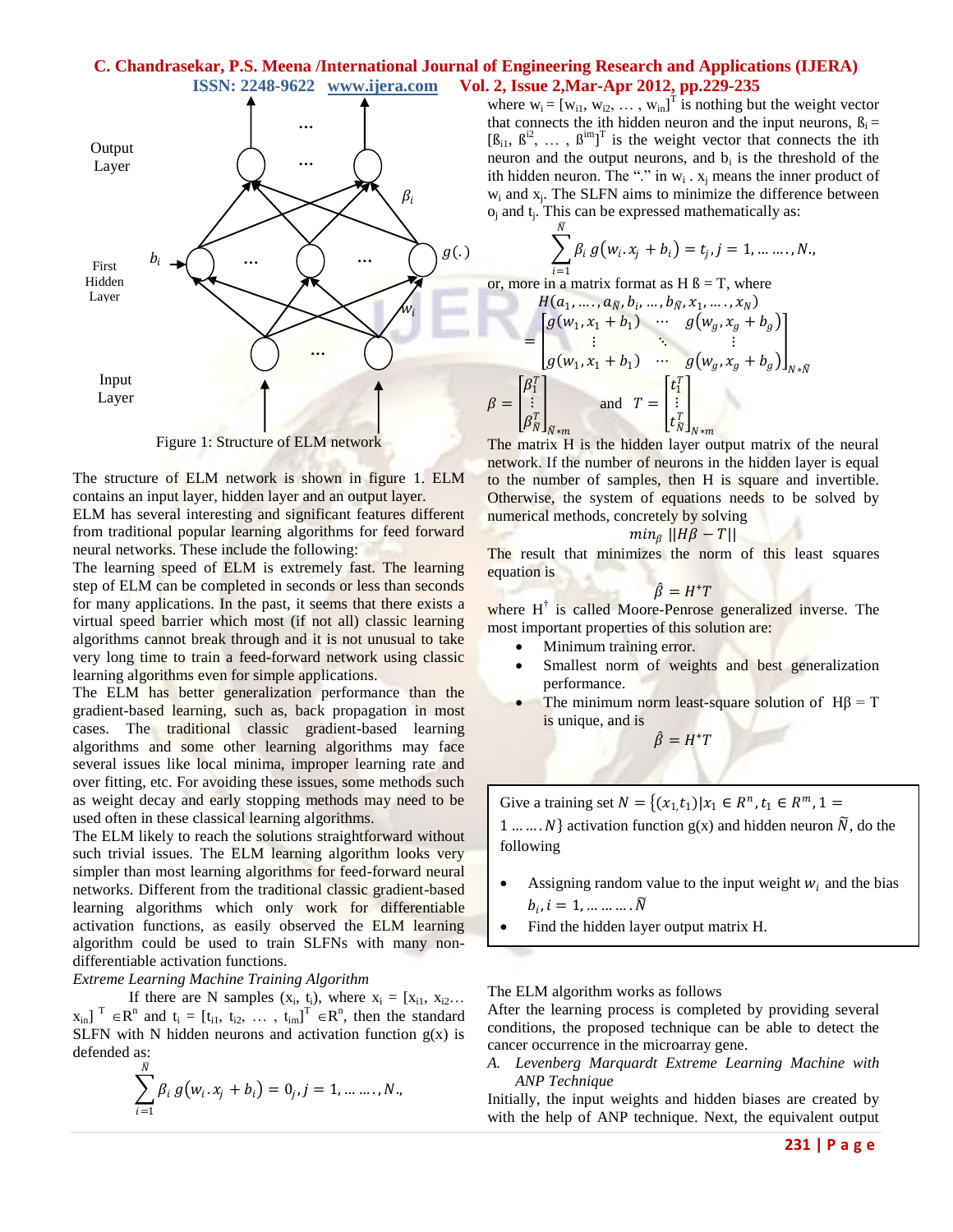Figure 1: Structure of ELM network

The structure of ELM network is shown in figure 1. ELM contains an input layer, hidden layer and an output layer.

ELM has several interesting and significant features different from traditional popular learning algorithms for feed forward neural networks. These include the following:

The learning speed of ELM is extremely fast. The learning step of ELM can be completed in seconds or less than seconds for many applications. In the past, it seems that there exists a virtual speed barrier which most (if not all) classic learning algorithms cannot break through and it is not unusual to take very long time to train a feed-forward network using classic learning algorithms even for simple applications.

The ELM has better generalization performance than the gradient-based learning, such as, back propagation in most cases. The traditional classic gradient-based learning algorithms and some other learning algorithms may face several issues like local minima, improper learning rate and over fitting, etc. For avoiding these issues, some methods such as weight decay and early stopping methods may need to be used often in these classical learning algorithms.

The ELM likely to reach the solutions straightforward without such trivial issues. The ELM learning algorithm looks very simpler than most learning algorithms for feed-forward neural networks. Different from the traditional classic gradient-based learning algorithms which only work for differentiable activation functions, as easily observed the ELM learning algorithm could be used to train SLFNs with many non-differentiable activation functions.

*Extreme Learning Machine Training Algorithm*

If there are N samples $(x_i, t_i)$, where $x_i = [x_{i1}, x_{i2} \ldots x_{in}]^T \in R^n$ and $t_i = [t_{i1}, t_{i2}, \ldots, t_{im}]^T \in R^n$, then the standard SLFN with N hidden neurons and activation function g(x) is defended as:

$$\sum_{i=1}^{\tilde{N}} \beta_i \, g(w_i . x_j + b_i) = 0_j, j = 1, \ldots \ldots, N.,$$

where $w_i = [w_{i1}, w_{i2}, \ldots, w_{in}]^T$ is nothing but the weight vector that connects the ith hidden neuron and the input neurons, $\beta_i = [\beta_{i1}, \beta^{i2}, \ldots, \beta^{im}]^T$ is the weight vector that connects the ith neuron and the output neurons, and $b_i$ is the threshold of the ith hidden neuron. The "." in $w_i . x_j$ means the inner product of $w_i$ and $x_j$. The SLFN aims to minimize the difference between $o_j$ and $t_j$. This can be expressed mathematically as:

$$\sum_{i=1}^{\tilde{N}} \beta_i \, g(w_i . x_j + b_i) = t_j, j = 1, \ldots \ldots, N.,$$

or, more in a matrix format as H ß = T, where

$$H(a_1, \ldots, a_{\tilde{N}}, b_i, \ldots, b_{\tilde{N}}, x_1, \ldots, x_N) = \begin{bmatrix} g(w_1, x_1 + b_1) & \cdots & g(w_g, x_g + b_g) \\ \vdots & \ddots & \vdots \\ g(w_1, x_1 + b_1) & \cdots & g(w_g, x_g + b_g) \end{bmatrix}_{N * \tilde{N}}$$

$$\beta = \begin{bmatrix} \beta_1^T \\ \vdots \\ \beta_{\tilde{N}}^T \end{bmatrix}_{\tilde{N} * m} \quad \text{and} \quad T = \begin{bmatrix} t_1^T \\ \vdots \\ t_{\tilde{N}}^T \end{bmatrix}_{N * m}$$

The matrix H is the hidden layer output matrix of the neural network. If the number of neurons in the hidden layer is equal to the number of samples, then H is square and invertible. Otherwise, the system of equations needs to be solved by numerical methods, concretely by solving

$$min_\beta \; ||H\beta - T||$$

The result that minimizes the norm of this least squares equation is

$$\hat{\beta} = H^{+}T$$

where $H^{\dagger}$ is called Moore-Penrose generalized inverse. The most important properties of this solution are:

- Minimum training error.
- Smallest norm of weights and best generalization performance.
- The minimum norm least-square solution of Hβ = T is unique, and is

$$\hat{\beta} = H^{+}T$$

Give a training set $N = \{(x_1, t_1) | x_1 \in R^n, t_1 \in R^m, 1 = 1 \ldots \ldots N\}$ activation function g(x) and hidden neuron $\tilde{N}$, do the following

- Assigning random value to the input weight $w_i$ and the bias $b_i, i = 1, \ldots \ldots \ldots \tilde{N}$
- Find the hidden layer output matrix H.

The ELM algorithm works as follows

After the learning process is completed by providing several conditions, the proposed technique can be able to detect the cancer occurrence in the microarray gene.

*A. Levenberg Marquardt Extreme Learning Machine with ANP Technique*

Initially, the input weights and hidden biases are created by with the help of ANP technique. Next, the equivalent output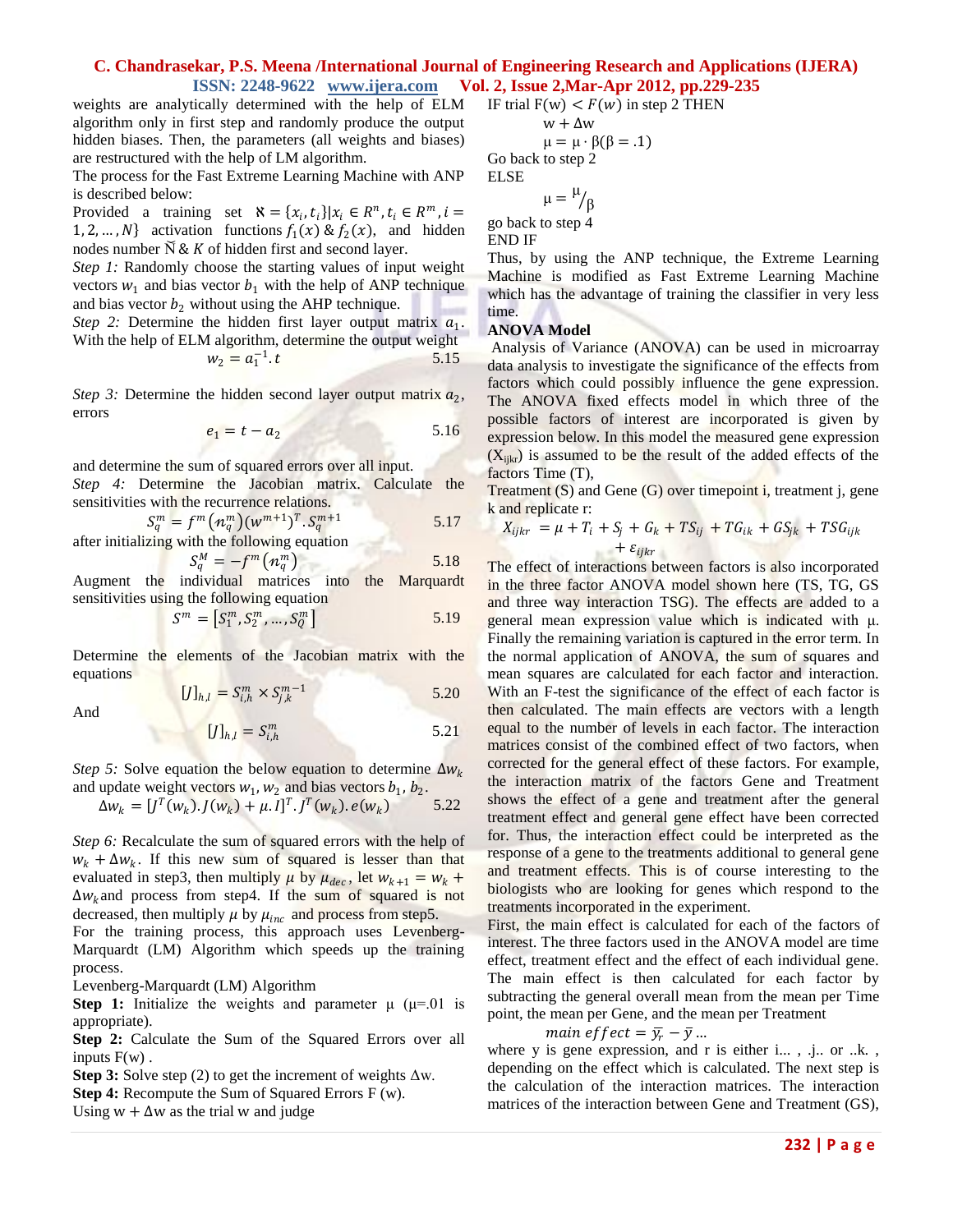weights are analytically determined with the help of ELM algorithm only in first step and randomly produce the output hidden biases. Then, the parameters (all weights and biases) are restructured with the help of LM algorithm.

The process for the Fast Extreme Learning Machine with ANP is described below:

Provided a training set $\aleph = \{x_i, t_i\} | x_i \in R^n, t_i \in R^m, i = 1, 2, \ldots, N\}$ activation functions $f_1(x)$ & $f_2(x)$, and hidden nodes number $\tilde{N}$ & $K$ of hidden first and second layer.

*Step 1:* Randomly choose the starting values of input weight vectors $w_1$ and bias vector $b_1$ with the help of ANP technique and bias vector $b_2$ without using the AHP technique.

*Step 2:* Determine the hidden first layer output matrix $a_1$. With the help of ELM algorithm, determine the output weight

$$w_2 = a_1^{-1}.t \qquad 5.15$$

*Step 3:* Determine the hidden second layer output matrix $a_2$, errors

$$e_1 = t - a_2 \qquad 5.16$$

and determine the sum of squared errors over all input.

*Step 4:* Determine the Jacobian matrix. Calculate the sensitivities with the recurrence relations.

$$S_q^m = f^m(n_q^m)(w^{m+1})^T.S_q^{m+1} \qquad 5.17$$

after initializing with the following equation

$$S_q^M = -f^m(n_q^m) \qquad 5.18$$

Augment the individual matrices into the Marquardt sensitivities using the following equation

$$S^m = [S_1^m, S_2^m, \ldots, S_Q^m] \qquad 5.19$$

Determine the elements of the Jacobian matrix with the equations

$$[J]_{h,l} = S_{i,h}^m \times S_{j,k}^{m-1} \qquad 5.20$$

And

$$[J]_{h,l} = S_{i,h}^m \qquad 5.21$$

*Step 5:* Solve equation the below equation to determine $\Delta w_k$ and update weight vectors $w_1, w_2$ and bias vectors $b_1, b_2$.

$$\Delta w_k = [J^T(w_k).J(w_k) + \mu.I]^T.J^T(w_k).e(w_k) \qquad 5.22$$

*Step 6:* Recalculate the sum of squared errors with the help of $w_k + \Delta w_k$. If this new sum of squared is lesser than that evaluated in step3, then multiply $\mu$ by $\mu_{dec}$, let $w_{k+1} = w_k + \Delta w_k$ and process from step4. If the sum of squared is not decreased, then multiply $\mu$ by $\mu_{inc}$ and process from step5.

For the training process, this approach uses Levenberg-Marquardt (LM) Algorithm which speeds up the training process.

Levenberg-Marquardt (LM) Algorithm

**Step 1:** Initialize the weights and parameter $\mu$ ($\mu$=.01 is appropriate).

**Step 2:** Calculate the Sum of the Squared Errors over all inputs F(w) .

**Step 3:** Solve step (2) to get the increment of weights $\Delta$w.

**Step 4:** Recompute the Sum of Squared Errors F (w).

Using w + $\Delta$w as the trial w and judge

IF trial $F(w) < F(w)$ in step 2 THEN

$w + \Delta w$

$\mu = \mu \cdot \beta (\beta = .1)$

Go back to step 2

ELSE

$\mu = \mu / \beta$

go back to step 4

END IF

Thus, by using the ANP technique, the Extreme Learning Machine is modified as Fast Extreme Learning Machine which has the advantage of training the classifier in very less time.

**ANOVA Model**

Analysis of Variance (ANOVA) can be used in microarray data analysis to investigate the significance of the effects from factors which could possibly influence the gene expression. The ANOVA fixed effects model in which three of the possible factors of interest are incorporated is given by expression below. In this model the measured gene expression ($X_{ijkr}$) is assumed to be the result of the added effects of the factors Time (T),

Treatment (S) and Gene (G) over timepoint i, treatment j, gene k and replicate r:

$$X_{ijkr} = \mu + T_i + S_j + G_k + TS_{ij} + TG_{ik} + GS_{jk} + TSG_{ijk} + \varepsilon_{ijkr}$$

The effect of interactions between factors is also incorporated in the three factor ANOVA model shown here (TS, TG, GS and three way interaction TSG). The effects are added to a general mean expression value which is indicated with μ. Finally the remaining variation is captured in the error term. In the normal application of ANOVA, the sum of squares and mean squares are calculated for each factor and interaction. With an F-test the significance of the effect of each factor is then calculated. The main effects are vectors with a length equal to the number of levels in each factor. The interaction matrices consist of the combined effect of two factors, when corrected for the general effect of these factors. For example, the interaction matrix of the factors Gene and Treatment shows the effect of a gene and treatment after the general treatment effect and general gene effect have been corrected for. Thus, the interaction effect could be interpreted as the response of a gene to the treatments additional to general gene and treatment effects. This is of course interesting to the biologists who are looking for genes which respond to the treatments incorporated in the experiment.

First, the main effect is calculated for each of the factors of interest. The three factors used in the ANOVA model are time effect, treatment effect and the effect of each individual gene. The main effect is then calculated for each factor by subtracting the general overall mean from the mean per Time point, the mean per Gene, and the mean per Treatment

$$main\ effect = \bar{y}_r - \bar{y}_{\ldots}$$

where y is gene expression, and r is either i... , .j.. or ..k. , depending on the effect which is calculated. The next step is the calculation of the interaction matrices. The interaction matrices of the interaction between Gene and Treatment (GS),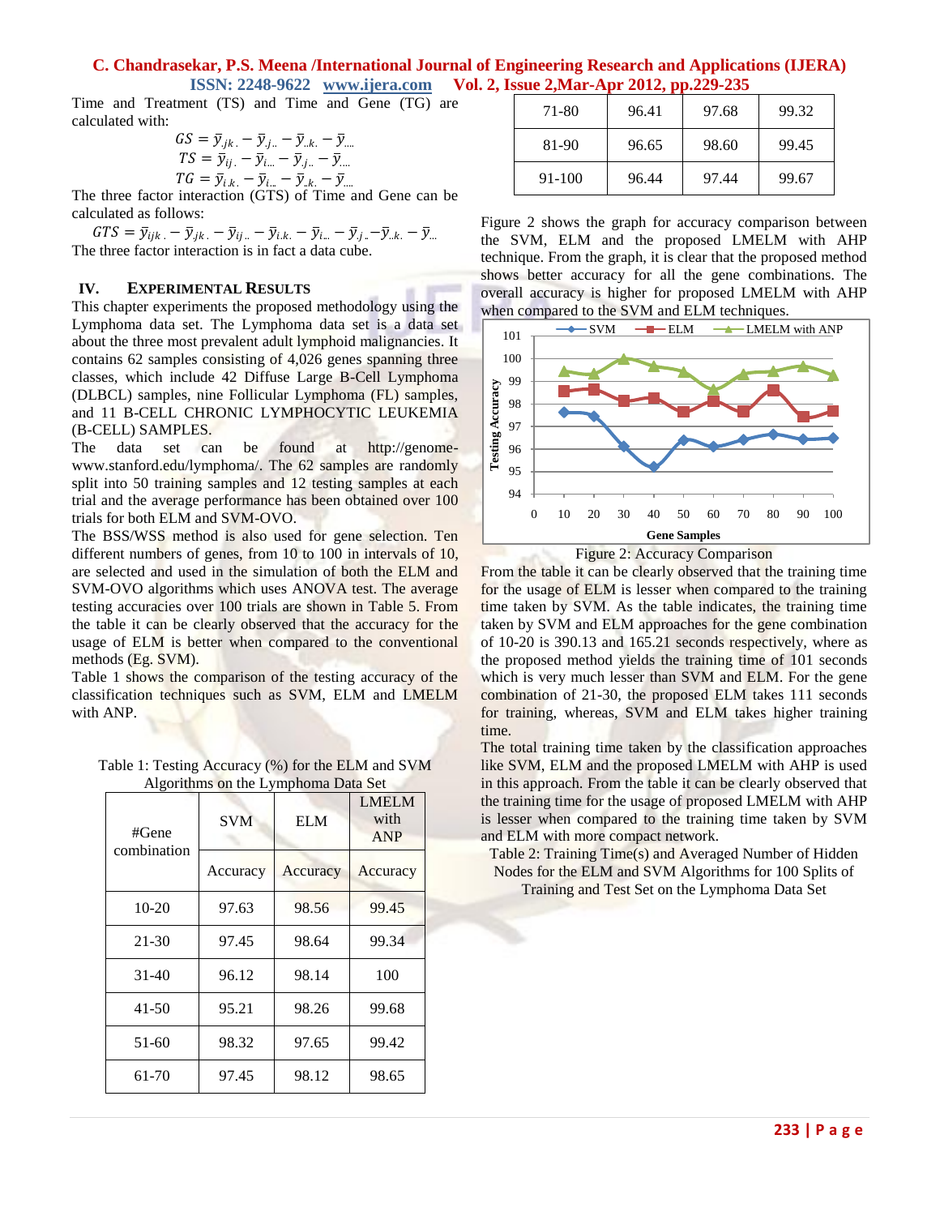Time and Treatment (TS) and Time and Gene (TG) are calculated with:

$$GS = \bar{y}_{.jk.} - \bar{y}_{.j..} - \bar{y}_{..k.} - \bar{y}_{....}$$
$$TS = \bar{y}_{ij.} - \bar{y}_{i...} - \bar{y}_{.j..} - \bar{y}_{....}$$
$$TG = \bar{y}_{i.k.} - \bar{y}_{i...} - \bar{y}_{..k.} - \bar{y}_{....}$$

The three factor interaction (GTS) of Time and Gene can be calculated as follows:

$$GTS = \bar{y}_{ijk.} - \bar{y}_{.jk.} - \bar{y}_{ij..} - \bar{y}_{i.k.} - \bar{y}_{i...} - \bar{y}_{.j..} - \bar{y}_{..k.} - \bar{y}_{....}$$

The three factor interaction is in fact a data cube.

## IV. Experimental Results

This chapter experiments the proposed methodology using the Lymphoma data set. The Lymphoma data set is a data set about the three most prevalent adult lymphoid malignancies. It contains 62 samples consisting of 4,026 genes spanning three classes, which include 42 Diffuse Large B-Cell Lymphoma (DLBCL) samples, nine Follicular Lymphoma (FL) samples, and 11 B-CELL CHRONIC LYMPHOCYTIC LEUKEMIA (B-CELL) SAMPLES.

The data set can be found at http://genome-www.stanford.edu/lymphoma/. The 62 samples are randomly split into 50 training samples and 12 testing samples at each trial and the average performance has been obtained over 100 trials for both ELM and SVM-OVO.

The BSS/WSS method is also used for gene selection. Ten different numbers of genes, from 10 to 100 in intervals of 10, are selected and used in the simulation of both the ELM and SVM-OVO algorithms which uses ANOVA test. The average testing accuracies over 100 trials are shown in Table 5. From the table it can be clearly observed that the accuracy for the usage of ELM is better when compared to the conventional methods (Eg. SVM).

Table 1 shows the comparison of the testing accuracy of the classification techniques such as SVM, ELM and LMELM with ANP.

Table 1: Testing Accuracy (%) for the ELM and SVM Algorithms on the Lymphoma Data Set

| #Gene combination | SVM | ELM | LMELM with ANP |
|---|---|---|---|
| | Accuracy | Accuracy | Accuracy |
| 10-20 | 97.63 | 98.56 | 99.45 |
| 21-30 | 97.45 | 98.64 | 99.34 |
| 31-40 | 96.12 | 98.14 | 100 |
| 41-50 | 95.21 | 98.26 | 99.68 |
| 51-60 | 98.32 | 97.65 | 99.42 |
| 61-70 | 97.45 | 98.12 | 98.65 |
| 71-80 | 96.41 | 97.68 | 99.32 |
| 81-90 | 96.65 | 98.60 | 99.45 |
| 91-100 | 96.44 | 97.44 | 99.67 |

Figure 2 shows the graph for accuracy comparison between the SVM, ELM and the proposed LMELM with AHP technique. From the graph, it is clear that the proposed method shows better accuracy for all the gene combinations. The overall accuracy is higher for proposed LMELM with AHP when compared to the SVM and ELM techniques.

Figure 2: Accuracy Comparison

From the table it can be clearly observed that the training time for the usage of ELM is lesser when compared to the training time taken by SVM. As the table indicates, the training time taken by SVM and ELM approaches for the gene combination of 10-20 is 390.13 and 165.21 seconds respectively, where as the proposed method yields the training time of 101 seconds which is very much lesser than SVM and ELM. For the gene combination of 21-30, the proposed ELM takes 111 seconds for training, whereas, SVM and ELM takes higher training time.

The total training time taken by the classification approaches like SVM, ELM and the proposed LMELM with AHP is used in this approach. From the table it can be clearly observed that the training time for the usage of proposed LMELM with AHP is lesser when compared to the training time taken by SVM and ELM with more compact network.

Table 2: Training Time(s) and Averaged Number of Hidden Nodes for the ELM and SVM Algorithms for 100 Splits of Training and Test Set on the Lymphoma Data Set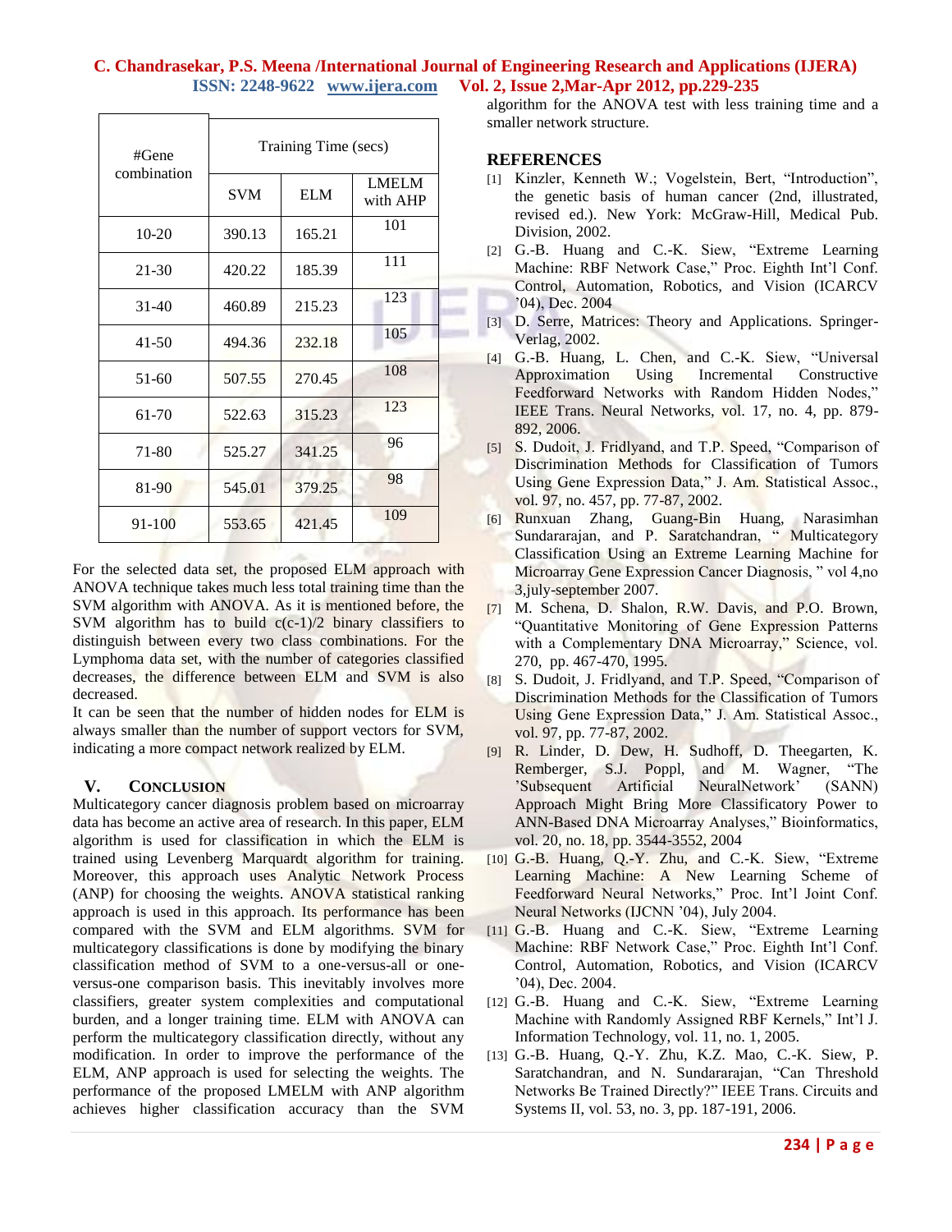| #Gene combination | Training Time (secs) | | |
|---|---|---|---|
| | SVM | ELM | LMELM with AHP |
| 10-20 | 390.13 | 165.21 | 101 |
| 21-30 | 420.22 | 185.39 | 111 |
| 31-40 | 460.89 | 215.23 | 123 |
| 41-50 | 494.36 | 232.18 | 105 |
| 51-60 | 507.55 | 270.45 | 108 |
| 61-70 | 522.63 | 315.23 | 123 |
| 71-80 | 525.27 | 341.25 | 96 |
| 81-90 | 545.01 | 379.25 | 98 |
| 91-100 | 553.65 | 421.45 | 109 |

For the selected data set, the proposed ELM approach with ANOVA technique takes much less total training time than the SVM algorithm with ANOVA. As it is mentioned before, the SVM algorithm has to build c(c-1)/2 binary classifiers to distinguish between every two class combinations. For the Lymphoma data set, with the number of categories classified decreases, the difference between ELM and SVM is also decreased.

It can be seen that the number of hidden nodes for ELM is always smaller than the number of support vectors for SVM, indicating a more compact network realized by ELM.

## V. Conclusion

Multicategory cancer diagnosis problem based on microarray data has become an active area of research. In this paper, ELM algorithm is used for classification in which the ELM is trained using Levenberg Marquardt algorithm for training. Moreover, this approach uses Analytic Network Process (ANP) for choosing the weights. ANOVA statistical ranking approach is used in this approach. Its performance has been compared with the SVM and ELM algorithms. SVM for multicategory classifications is done by modifying the binary classification method of SVM to a one-versus-all or one-versus-one comparison basis. This inevitably involves more classifiers, greater system complexities and computational burden, and a longer training time. ELM with ANOVA can perform the multicategory classification directly, without any modification. In order to improve the performance of the ELM, ANP approach is used for selecting the weights. The performance of the proposed LMELM with ANP algorithm achieves higher classification accuracy than the SVM algorithm for the ANOVA test with less training time and a smaller network structure.

## REFERENCES

[1] Kinzler, Kenneth W.; Vogelstein, Bert, "Introduction", the genetic basis of human cancer (2nd, illustrated, revised ed.). New York: McGraw-Hill, Medical Pub. Division, 2002.

[2] G.-B. Huang and C.-K. Siew, "Extreme Learning Machine: RBF Network Case," Proc. Eighth Int'l Conf. Control, Automation, Robotics, and Vision (ICARCV '04), Dec. 2004

[3] D. Serre, Matrices: Theory and Applications. Springer-Verlag, 2002.

[4] G.-B. Huang, L. Chen, and C.-K. Siew, "Universal Approximation Using Incremental Constructive Feedforward Networks with Random Hidden Nodes," IEEE Trans. Neural Networks, vol. 17, no. 4, pp. 879-892, 2006.

[5] S. Dudoit, J. Fridlyand, and T.P. Speed, "Comparison of Discrimination Methods for Classification of Tumors Using Gene Expression Data," J. Am. Statistical Assoc., vol. 97, no. 457, pp. 77-87, 2002.

[6] Runxuan Zhang, Guang-Bin Huang, Narasimhan Sundararajan, and P. Saratchandran, " Multicategory Classification Using an Extreme Learning Machine for Microarray Gene Expression Cancer Diagnosis, " vol 4,no 3,july-september 2007.

[7] M. Schena, D. Shalon, R.W. Davis, and P.O. Brown, "Quantitative Monitoring of Gene Expression Patterns with a Complementary DNA Microarray," Science, vol. 270, pp. 467-470, 1995.

[8] S. Dudoit, J. Fridlyand, and T.P. Speed, "Comparison of Discrimination Methods for the Classification of Tumors Using Gene Expression Data," J. Am. Statistical Assoc., vol. 97, pp. 77-87, 2002.

[9] R. Linder, D. Dew, H. Sudhoff, D. Theegarten, K. Remberger, S.J. Poppl, and M. Wagner, "The 'Subsequent Artificial NeuralNetwork' (SANN) Approach Might Bring More Classificatory Power to ANN-Based DNA Microarray Analyses," Bioinformatics, vol. 20, no. 18, pp. 3544-3552, 2004

[10] G.-B. Huang, Q.-Y. Zhu, and C.-K. Siew, "Extreme Learning Machine: A New Learning Scheme of Feedforward Neural Networks," Proc. Int'l Joint Conf. Neural Networks (IJCNN '04), July 2004.

[11] G.-B. Huang and C.-K. Siew, "Extreme Learning Machine: RBF Network Case," Proc. Eighth Int'l Conf. Control, Automation, Robotics, and Vision (ICARCV '04), Dec. 2004.

[12] G.-B. Huang and C.-K. Siew, "Extreme Learning Machine with Randomly Assigned RBF Kernels," Int'l J. Information Technology, vol. 11, no. 1, 2005.

[13] G.-B. Huang, Q.-Y. Zhu, K.Z. Mao, C.-K. Siew, P. Saratchandran, and N. Sundararajan, "Can Threshold Networks Be Trained Directly?" IEEE Trans. Circuits and Systems II, vol. 53, no. 3, pp. 187-191, 2006.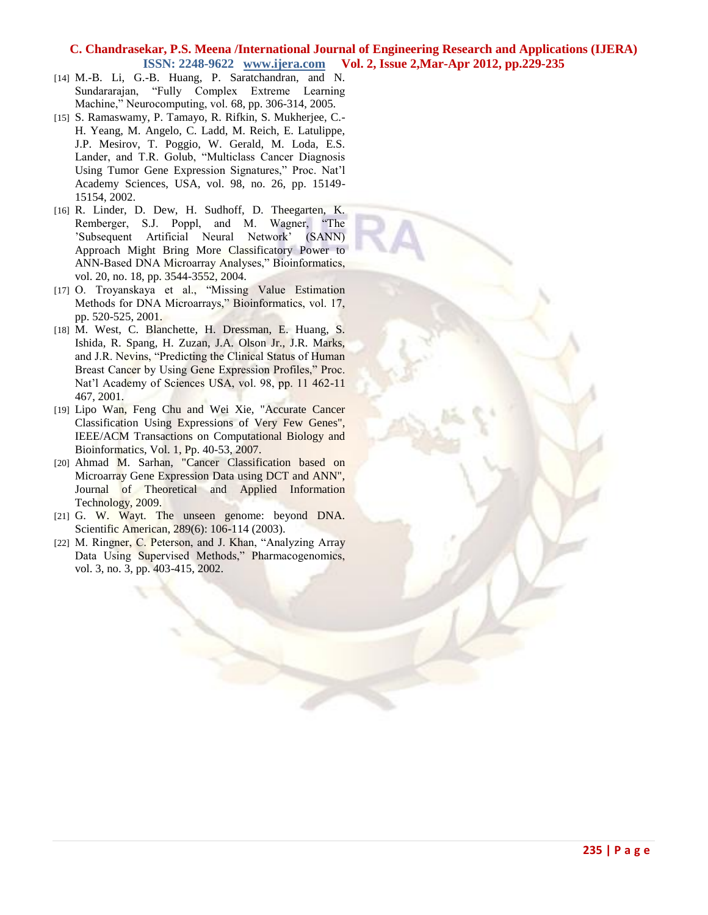- [14] M.-B. Li, G.-B. Huang, P. Saratchandran, and N. Sundararajan, "Fully Complex Extreme Learning Machine," Neurocomputing, vol. 68, pp. 306-314, 2005.
- [15] S. Ramaswamy, P. Tamayo, R. Rifkin, S. Mukherjee, C.-H. Yeang, M. Angelo, C. Ladd, M. Reich, E. Latulippe, J.P. Mesirov, T. Poggio, W. Gerald, M. Loda, E.S. Lander, and T.R. Golub, "Multiclass Cancer Diagnosis Using Tumor Gene Expression Signatures," Proc. Nat'l Academy Sciences, USA, vol. 98, no. 26, pp. 15149-15154, 2002.
- [16] R. Linder, D. Dew, H. Sudhoff, D. Theegarten, K. Remberger, S.J. Poppl, and M. Wagner, "The 'Subsequent Artificial Neural Network' (SANN) Approach Might Bring More Classificatory Power to ANN-Based DNA Microarray Analyses," Bioinformatics, vol. 20, no. 18, pp. 3544-3552, 2004.
- [17] O. Troyanskaya et al., "Missing Value Estimation Methods for DNA Microarrays," Bioinformatics, vol. 17, pp. 520-525, 2001.
- [18] M. West, C. Blanchette, H. Dressman, E. Huang, S. Ishida, R. Spang, H. Zuzan, J.A. Olson Jr., J.R. Marks, and J.R. Nevins, "Predicting the Clinical Status of Human Breast Cancer by Using Gene Expression Profiles," Proc. Nat'l Academy of Sciences USA, vol. 98, pp. 11 462-11 467, 2001.
- [19] Lipo Wan, Feng Chu and Wei Xie, "Accurate Cancer Classification Using Expressions of Very Few Genes", IEEE/ACM Transactions on Computational Biology and Bioinformatics, Vol. 1, Pp. 40-53, 2007.
- [20] Ahmad M. Sarhan, "Cancer Classification based on Microarray Gene Expression Data using DCT and ANN", Journal of Theoretical and Applied Information Technology, 2009.
- [21] G. W. Wayt. The unseen genome: beyond DNA. Scientific American, 289(6): 106-114 (2003).
- [22] M. Ringner, C. Peterson, and J. Khan, "Analyzing Array Data Using Supervised Methods," Pharmacogenomics, vol. 3, no. 3, pp. 403-415, 2002.